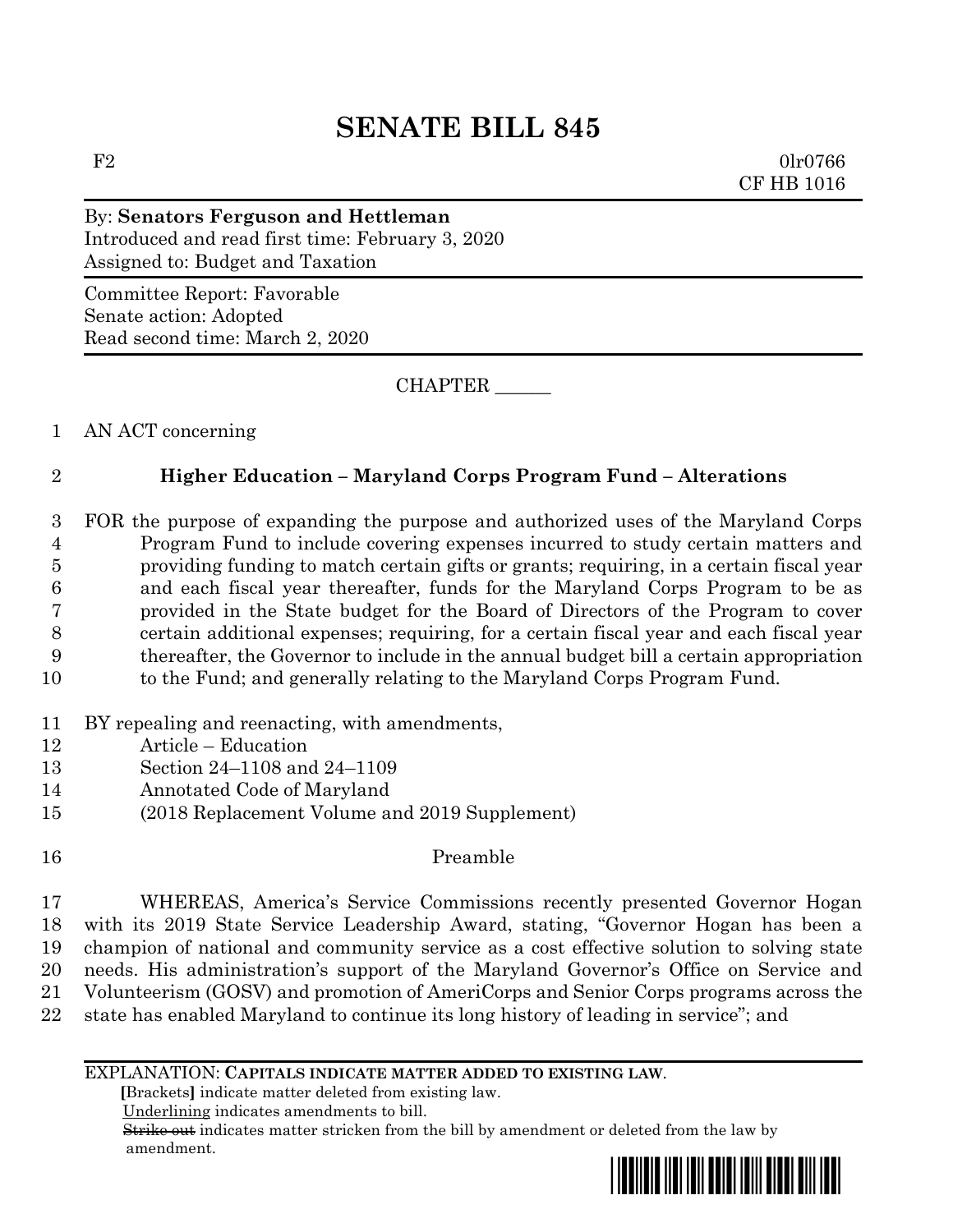# SENATE BILL 845

F2 0lr0766
CF HB 1016

By: **Senators Ferguson and Hettleman**
Introduced and read first time: February 3, 2020
Assigned to: Budget and Taxation

Committee Report: Favorable
Senate action: Adopted
Read second time: March 2, 2020

CHAPTER ______

1 AN ACT concerning

2 **Higher Education – Maryland Corps Program Fund – Alterations**

3 FOR the purpose of expanding the purpose and authorized uses of the Maryland Corps
4 Program Fund to include covering expenses incurred to study certain matters and
5 providing funding to match certain gifts or grants; requiring, in a certain fiscal year
6 and each fiscal year thereafter, funds for the Maryland Corps Program to be as
7 provided in the State budget for the Board of Directors of the Program to cover
8 certain additional expenses; requiring, for a certain fiscal year and each fiscal year
9 thereafter, the Governor to include in the annual budget bill a certain appropriation
10 to the Fund; and generally relating to the Maryland Corps Program Fund.

11 BY repealing and reenacting, with amendments,
12 Article – Education
13 Section 24–1108 and 24–1109
14 Annotated Code of Maryland
15 (2018 Replacement Volume and 2019 Supplement)

16 Preamble

17 WHEREAS, America's Service Commissions recently presented Governor Hogan
18 with its 2019 State Service Leadership Award, stating, "Governor Hogan has been a
19 champion of national and community service as a cost effective solution to solving state
20 needs. His administration's support of the Maryland Governor's Office on Service and
21 Volunteerism (GOSV) and promotion of AmeriCorps and Senior Corps programs across the
22 state has enabled Maryland to continue its long history of leading in service"; and

EXPLANATION: **CAPITALS INDICATE MATTER ADDED TO EXISTING LAW.**
[Brackets] indicate matter deleted from existing law.
Underlining indicates amendments to bill.
~~Strike out~~ indicates matter stricken from the bill by amendment or deleted from the law by amendment.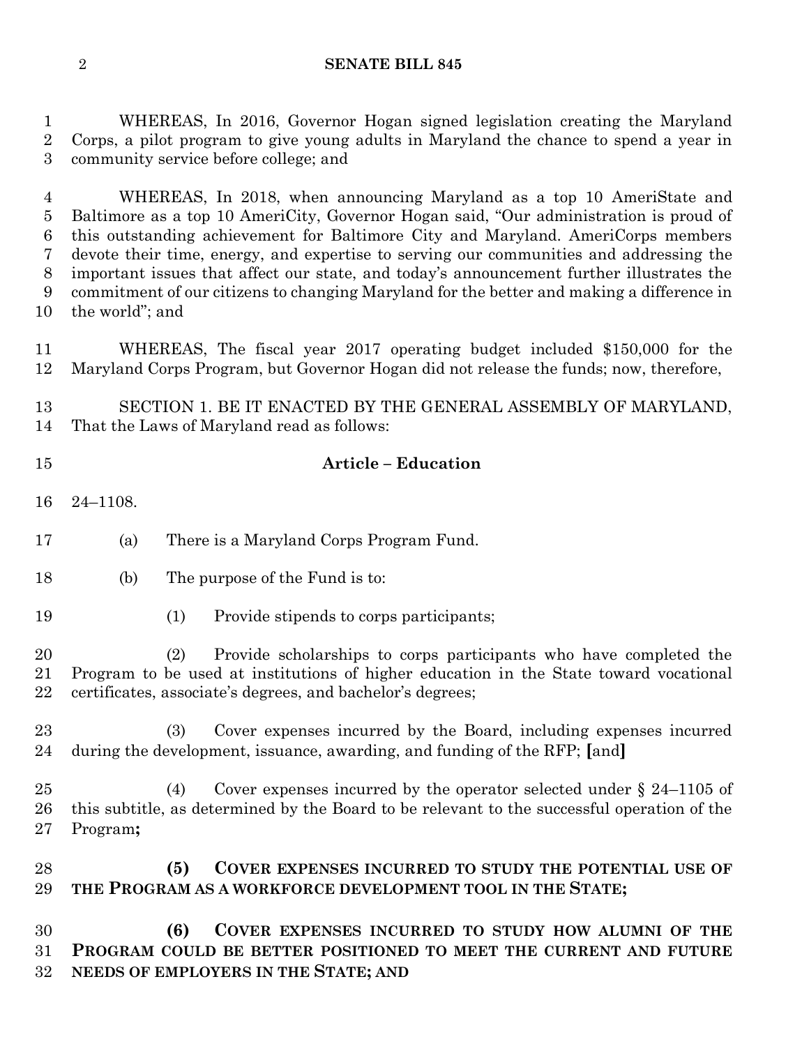WHEREAS, In 2016, Governor Hogan signed legislation creating the Maryland Corps, a pilot program to give young adults in Maryland the chance to spend a year in community service before college; and

WHEREAS, In 2018, when announcing Maryland as a top 10 AmeriState and Baltimore as a top 10 AmeriCity, Governor Hogan said, "Our administration is proud of this outstanding achievement for Baltimore City and Maryland. AmeriCorps members devote their time, energy, and expertise to serving our communities and addressing the important issues that affect our state, and today's announcement further illustrates the commitment of our citizens to changing Maryland for the better and making a difference in the world"; and

WHEREAS, The fiscal year 2017 operating budget included $150,000 for the Maryland Corps Program, but Governor Hogan did not release the funds; now, therefore,

SECTION 1. BE IT ENACTED BY THE GENERAL ASSEMBLY OF MARYLAND, That the Laws of Maryland read as follows:

**Article – Education**

24–1108.

(a) There is a Maryland Corps Program Fund.

(b) The purpose of the Fund is to:

(1) Provide stipends to corps participants;

(2) Provide scholarships to corps participants who have completed the Program to be used at institutions of higher education in the State toward vocational certificates, associate's degrees, and bachelor's degrees;

(3) Cover expenses incurred by the Board, including expenses incurred during the development, issuance, awarding, and funding of the RFP; **[**and**]**

(4) Cover expenses incurred by the operator selected under § 24–1105 of this subtitle, as determined by the Board to be relevant to the successful operation of the Program**;**

**(5) COVER EXPENSES INCURRED TO STUDY THE POTENTIAL USE OF THE PROGRAM AS A WORKFORCE DEVELOPMENT TOOL IN THE STATE;**

**(6) COVER EXPENSES INCURRED TO STUDY HOW ALUMNI OF THE PROGRAM COULD BE BETTER POSITIONED TO MEET THE CURRENT AND FUTURE NEEDS OF EMPLOYERS IN THE STATE; AND**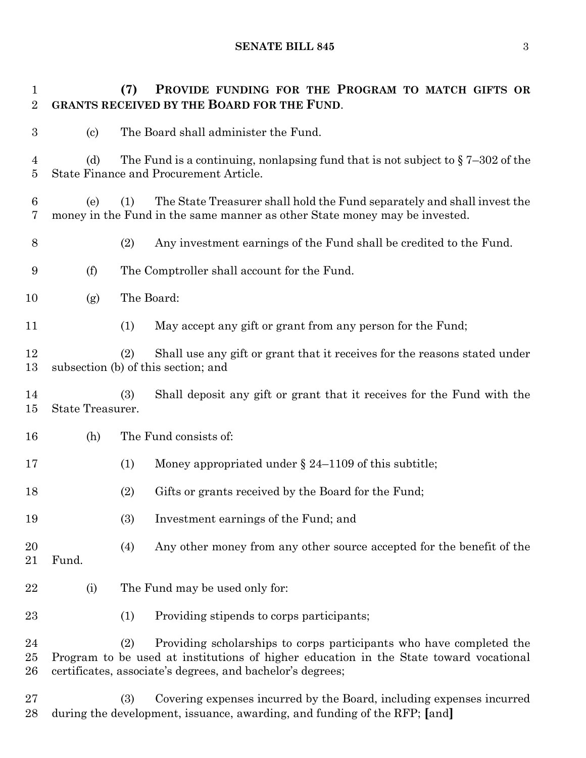**(7) PROVIDE FUNDING FOR THE PROGRAM TO MATCH GIFTS OR GRANTS RECEIVED BY THE BOARD FOR THE FUND**.

(c) The Board shall administer the Fund.

(d) The Fund is a continuing, nonlapsing fund that is not subject to § 7–302 of the State Finance and Procurement Article.

(e) (1) The State Treasurer shall hold the Fund separately and shall invest the money in the Fund in the same manner as other State money may be invested.

(2) Any investment earnings of the Fund shall be credited to the Fund.

(f) The Comptroller shall account for the Fund.

(g) The Board:

(1) May accept any gift or grant from any person for the Fund;

(2) Shall use any gift or grant that it receives for the reasons stated under subsection (b) of this section; and

(3) Shall deposit any gift or grant that it receives for the Fund with the State Treasurer.

(h) The Fund consists of:

(1) Money appropriated under § 24–1109 of this subtitle;

(2) Gifts or grants received by the Board for the Fund;

(3) Investment earnings of the Fund; and

(4) Any other money from any other source accepted for the benefit of the Fund.

(i) The Fund may be used only for:

(1) Providing stipends to corps participants;

(2) Providing scholarships to corps participants who have completed the Program to be used at institutions of higher education in the State toward vocational certificates, associate's degrees, and bachelor's degrees;

(3) Covering expenses incurred by the Board, including expenses incurred during the development, issuance, awarding, and funding of the RFP; **[**and**]**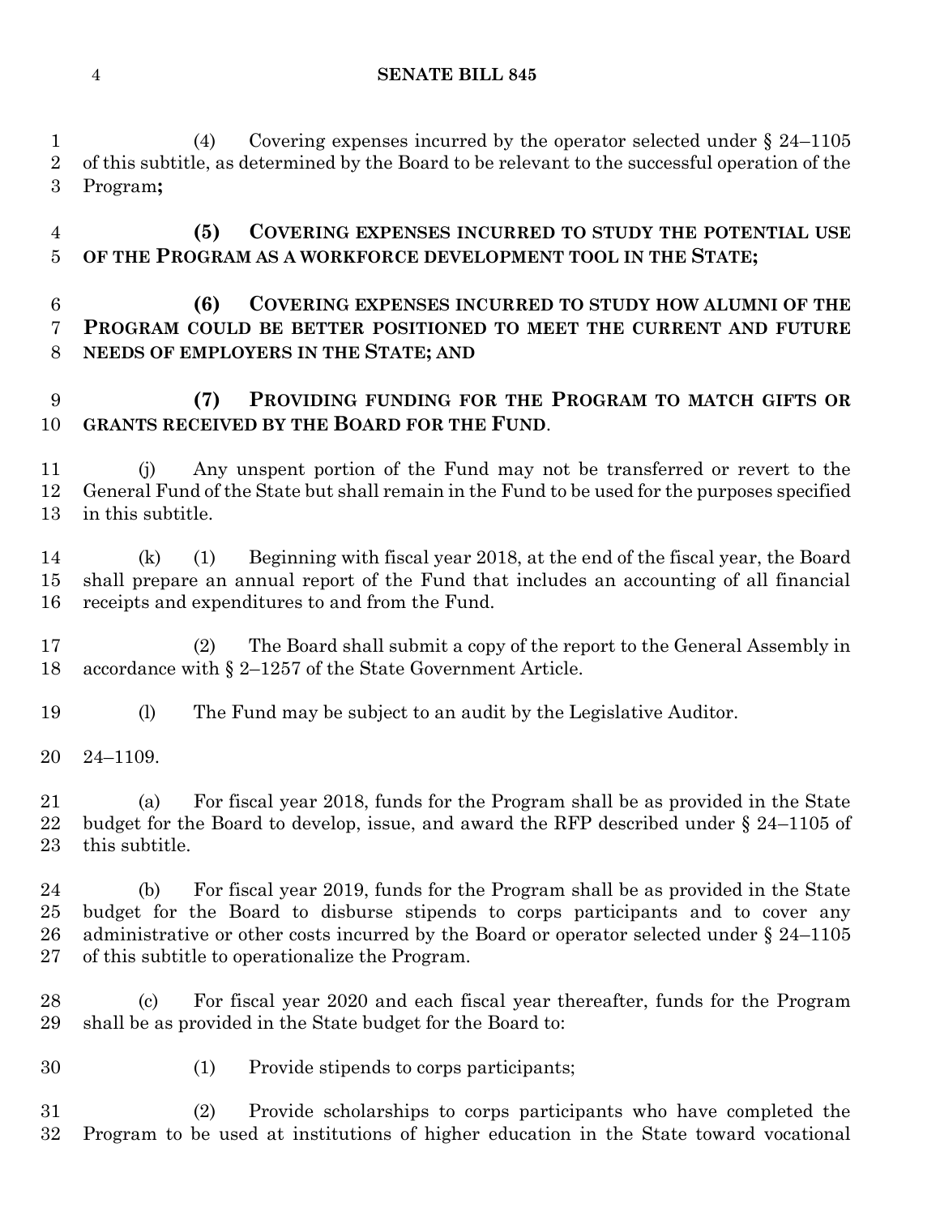(4) Covering expenses incurred by the operator selected under § 24–1105 of this subtitle, as determined by the Board to be relevant to the successful operation of the Program**;**

**(5) COVERING EXPENSES INCURRED TO STUDY THE POTENTIAL USE OF THE PROGRAM AS A WORKFORCE DEVELOPMENT TOOL IN THE STATE;**

**(6) COVERING EXPENSES INCURRED TO STUDY HOW ALUMNI OF THE PROGRAM COULD BE BETTER POSITIONED TO MEET THE CURRENT AND FUTURE NEEDS OF EMPLOYERS IN THE STATE; AND**

**(7) PROVIDING FUNDING FOR THE PROGRAM TO MATCH GIFTS OR GRANTS RECEIVED BY THE BOARD FOR THE FUND**.

(j) Any unspent portion of the Fund may not be transferred or revert to the General Fund of the State but shall remain in the Fund to be used for the purposes specified in this subtitle.

(k) (1) Beginning with fiscal year 2018, at the end of the fiscal year, the Board shall prepare an annual report of the Fund that includes an accounting of all financial receipts and expenditures to and from the Fund.

(2) The Board shall submit a copy of the report to the General Assembly in accordance with § 2–1257 of the State Government Article.

(l) The Fund may be subject to an audit by the Legislative Auditor.

24–1109.

(a) For fiscal year 2018, funds for the Program shall be as provided in the State budget for the Board to develop, issue, and award the RFP described under § 24–1105 of this subtitle.

(b) For fiscal year 2019, funds for the Program shall be as provided in the State budget for the Board to disburse stipends to corps participants and to cover any administrative or other costs incurred by the Board or operator selected under § 24–1105 of this subtitle to operationalize the Program.

(c) For fiscal year 2020 and each fiscal year thereafter, funds for the Program shall be as provided in the State budget for the Board to:

(1) Provide stipends to corps participants;

(2) Provide scholarships to corps participants who have completed the Program to be used at institutions of higher education in the State toward vocational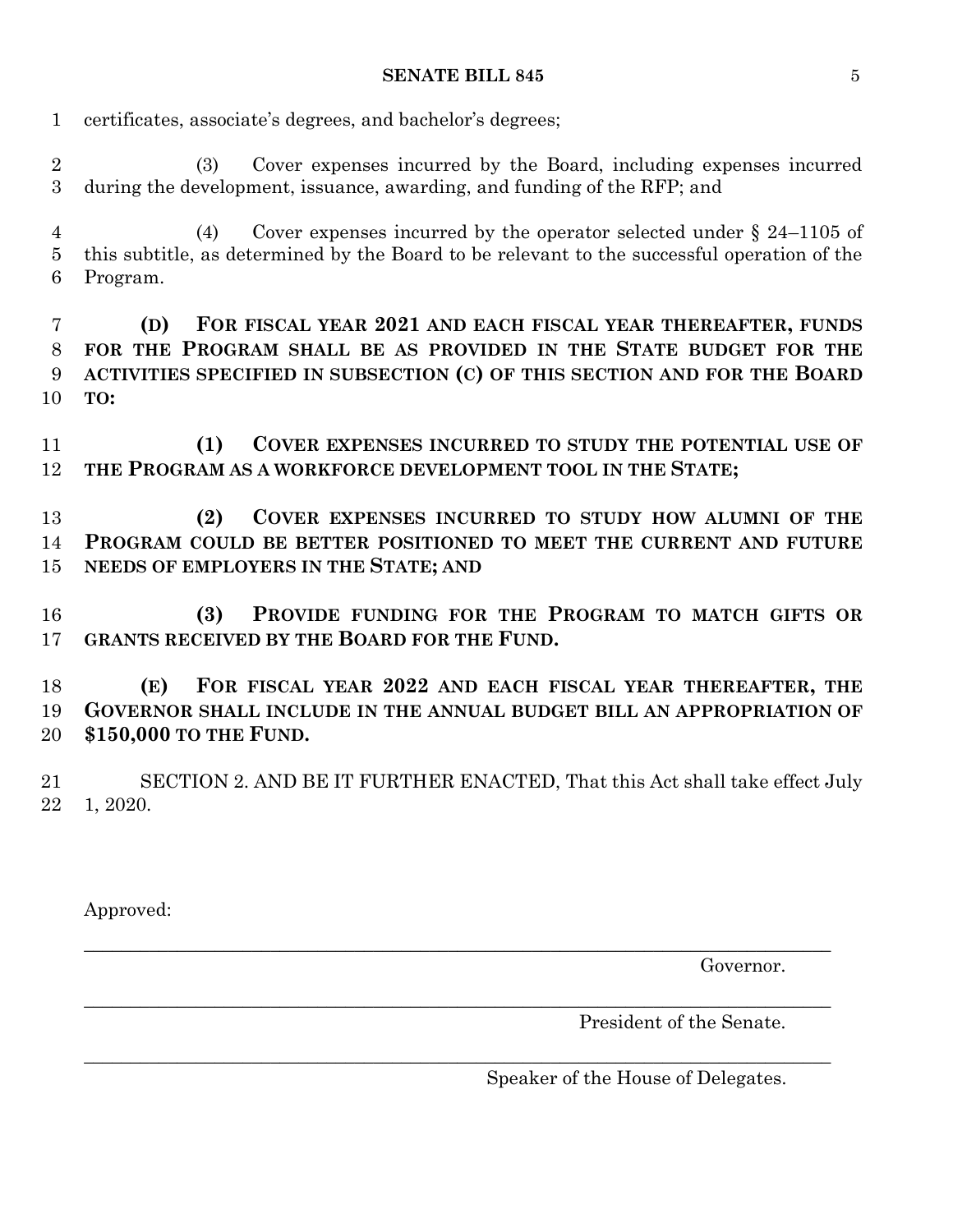certificates, associate's degrees, and bachelor's degrees;

(3) Cover expenses incurred by the Board, including expenses incurred during the development, issuance, awarding, and funding of the RFP; and

(4) Cover expenses incurred by the operator selected under § 24–1105 of this subtitle, as determined by the Board to be relevant to the successful operation of the Program.

**(D) FOR FISCAL YEAR 2021 AND EACH FISCAL YEAR THEREAFTER, FUNDS FOR THE PROGRAM SHALL BE AS PROVIDED IN THE STATE BUDGET FOR THE ACTIVITIES SPECIFIED IN SUBSECTION (C) OF THIS SECTION AND FOR THE BOARD TO:**

**(1) COVER EXPENSES INCURRED TO STUDY THE POTENTIAL USE OF THE PROGRAM AS A WORKFORCE DEVELOPMENT TOOL IN THE STATE;**

**(2) COVER EXPENSES INCURRED TO STUDY HOW ALUMNI OF THE PROGRAM COULD BE BETTER POSITIONED TO MEET THE CURRENT AND FUTURE NEEDS OF EMPLOYERS IN THE STATE; AND**

**(3) PROVIDE FUNDING FOR THE PROGRAM TO MATCH GIFTS OR GRANTS RECEIVED BY THE BOARD FOR THE FUND.**

**(E) FOR FISCAL YEAR 2022 AND EACH FISCAL YEAR THEREAFTER, THE GOVERNOR SHALL INCLUDE IN THE ANNUAL BUDGET BILL AN APPROPRIATION OF $150,000 TO THE FUND.**

SECTION 2. AND BE IT FURTHER ENACTED, That this Act shall take effect July 1, 2020.

Approved:

________________________________________________________________________________
Governor.

________________________________________________________________________________
President of the Senate.

________________________________________________________________________________
Speaker of the House of Delegates.